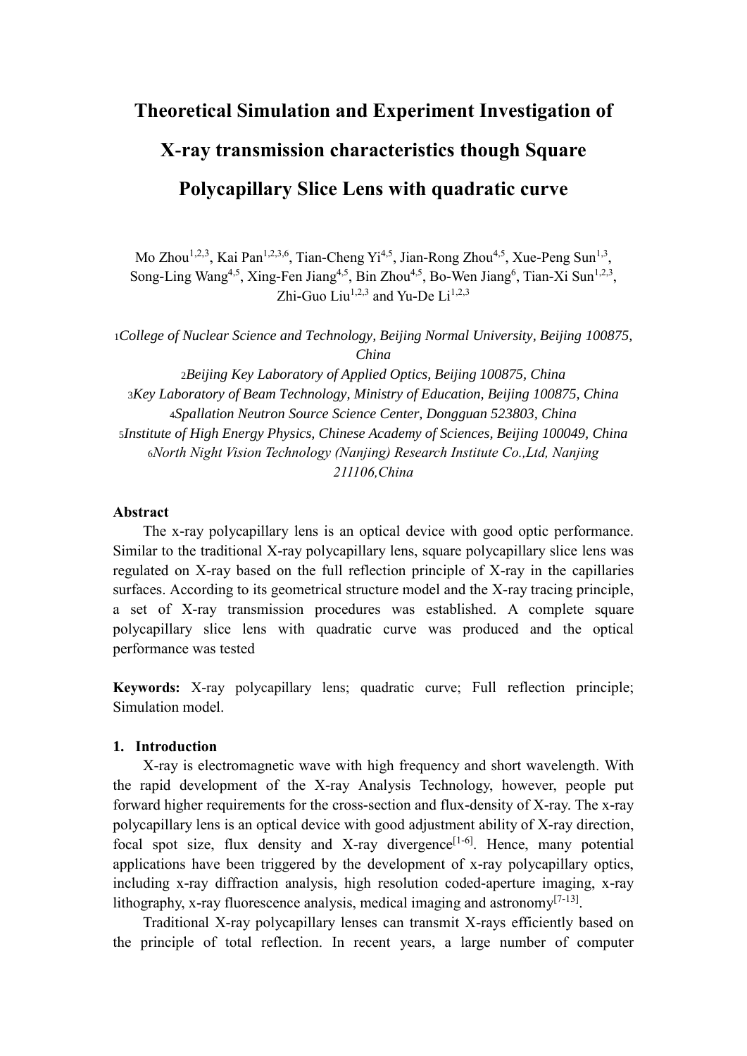# Theoretical Simulation and Experiment Investigation of X-ray transmission characteristics though Square Polycapillary Slice Lens with quadratic curve

Mo Zhou[1,2,3], Kai Pan[1,2,3,6], Tian-Cheng Yi[4,5], Jian-Rong Zhou[4,5], Xue-Peng Sun[1,3], Song-Ling Wang[4,5], Xing-Fen Jiang[4,5], Bin Zhou[4,5], Bo-Wen Jiang[6], Tian-Xi Sun[1,2,3], Zhi-Guo Liu[1,2,3] and Yu-De Li[1,2,3]

1*College of Nuclear Science and Technology, Beijing Normal University, Beijing 100875, China*

2*Beijing Key Laboratory of Applied Optics, Beijing 100875, China*

3*Key Laboratory of Beam Technology, Ministry of Education, Beijing 100875, China*

4*Spallation Neutron Source Science Center, Dongguan 523803, China*

5*Institute of High Energy Physics, Chinese Academy of Sciences, Beijing 100049, China*

6*North Night Vision Technology (Nanjing) Research Institute Co.,Ltd, Nanjing 211106,China*

**Abstract**

The x-ray polycapillary lens is an optical device with good optic performance. Similar to the traditional X-ray polycapillary lens, square polycapillary slice lens was regulated on X-ray based on the full reflection principle of X-ray in the capillaries surfaces. According to its geometrical structure model and the X-ray tracing principle, a set of X-ray transmission procedures was established. A complete square polycapillary slice lens with quadratic curve was produced and the optical performance was tested

**Keywords:** X-ray polycapillary lens; quadratic curve; Full reflection principle; Simulation model.

## 1. Introduction

X-ray is electromagnetic wave with high frequency and short wavelength. With the rapid development of the X-ray Analysis Technology, however, people put forward higher requirements for the cross-section and flux-density of X-ray. The x-ray polycapillary lens is an optical device with good adjustment ability of X-ray direction, focal spot size, flux density and X-ray divergence[1-6]. Hence, many potential applications have been triggered by the development of x-ray polycapillary optics, including x-ray diffraction analysis, high resolution coded-aperture imaging, x-ray lithography, x-ray fluorescence analysis, medical imaging and astronomy[7-13].

Traditional X-ray polycapillary lenses can transmit X-rays efficiently based on the principle of total reflection. In recent years, a large number of computer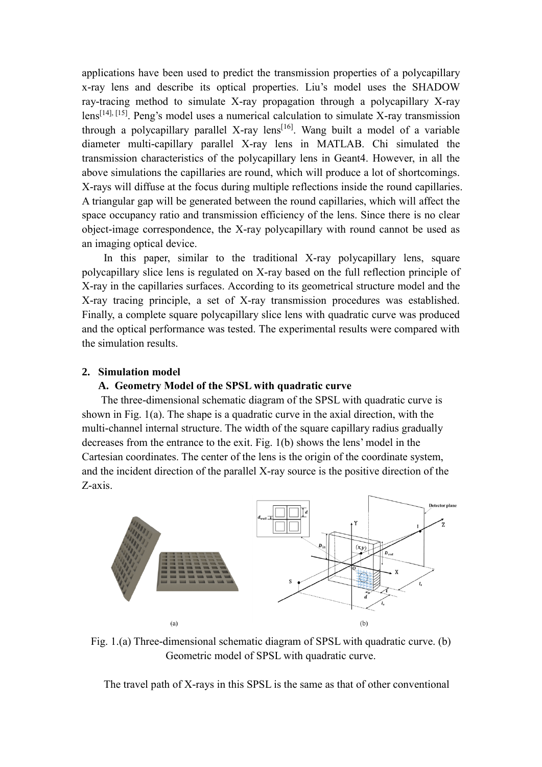applications have been used to predict the transmission properties of a polycapillary x-ray lens and describe its optical properties. Liu's model uses the SHADOW ray-tracing method to simulate X-ray propagation through a polycapillary X-ray lens[14], [15]. Peng's model uses a numerical calculation to simulate X-ray transmission through a polycapillary parallel X-ray lens[16]. Wang built a model of a variable diameter multi-capillary parallel X-ray lens in MATLAB. Chi simulated the transmission characteristics of the polycapillary lens in Geant4. However, in all the above simulations the capillaries are round, which will produce a lot of shortcomings. X-rays will diffuse at the focus during multiple reflections inside the round capillaries. A triangular gap will be generated between the round capillaries, which will affect the space occupancy ratio and transmission efficiency of the lens. Since there is no clear object-image correspondence, the X-ray polycapillary with round cannot be used as an imaging optical device.

In this paper, similar to the traditional X-ray polycapillary lens, square polycapillary slice lens is regulated on X-ray based on the full reflection principle of X-ray in the capillaries surfaces. According to its geometrical structure model and the X-ray tracing principle, a set of X-ray transmission procedures was established. Finally, a complete square polycapillary slice lens with quadratic curve was produced and the optical performance was tested. The experimental results were compared with the simulation results.

## 2. Simulation model

### A. Geometry Model of the SPSL with quadratic curve

The three-dimensional schematic diagram of the SPSL with quadratic curve is shown in Fig. 1(a). The shape is a quadratic curve in the axial direction, with the multi-channel internal structure. The width of the square capillary radius gradually decreases from the entrance to the exit. Fig. 1(b) shows the lens' model in the Cartesian coordinates. The center of the lens is the origin of the coordinate system, and the incident direction of the parallel X-ray source is the positive direction of the Z-axis.

Fig. 1.(a) Three-dimensional schematic diagram of SPSL with quadratic curve. (b) Geometric model of SPSL with quadratic curve.

The travel path of X-rays in this SPSL is the same as that of other conventional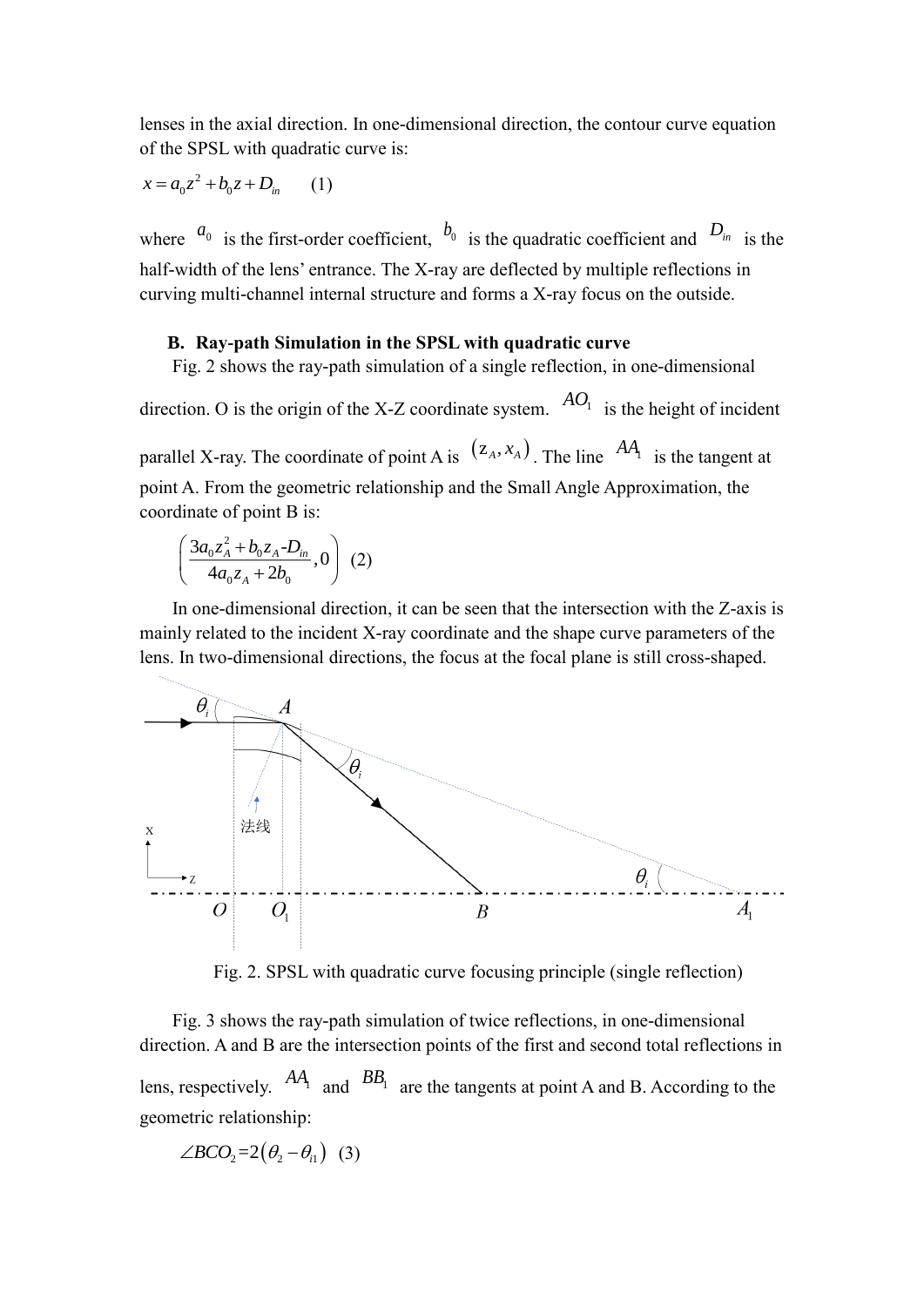lenses in the axial direction. In one-dimensional direction, the contour curve equation of the SPSL with quadratic curve is:

$$x = a_0 z^2 + b_0 z + D_{in} \quad (1)$$

where $a_0$ is the first-order coefficient, $b_0$ is the quadratic coefficient and $D_{in}$ is the half-width of the lens' entrance. The X-ray are deflected by multiple reflections in curving multi-channel internal structure and forms a X-ray focus on the outside.

### B. Ray-path Simulation in the SPSL with quadratic curve

Fig. 2 shows the ray-path simulation of a single reflection, in one-dimensional direction. O is the origin of the X-Z coordinate system. $AO_1$ is the height of incident parallel X-ray. The coordinate of point A is $(z_A, x_A)$. The line $AA_1$ is the tangent at point A. From the geometric relationship and the Small Angle Approximation, the coordinate of point B is:

$$\left( \frac{3a_0 z_A^2 + b_0 z_A \text{-} D_{in}}{4a_0 z_A + 2b_0}, 0 \right) \quad (2)$$

In one-dimensional direction, it can be seen that the intersection with the Z-axis is mainly related to the incident X-ray coordinate and the shape curve parameters of the lens. In two-dimensional directions, the focus at the focal plane is still cross-shaped.

Fig. 2. SPSL with quadratic curve focusing principle (single reflection)

Fig. 3 shows the ray-path simulation of twice reflections, in one-dimensional direction. A and B are the intersection points of the first and second total reflections in lens, respectively. $AA_1$ and $BB_1$ are the tangents at point A and B. According to the geometric relationship:

$$\angle BCO_2 = 2(\theta_2 - \theta_{i1}) \quad (3)$$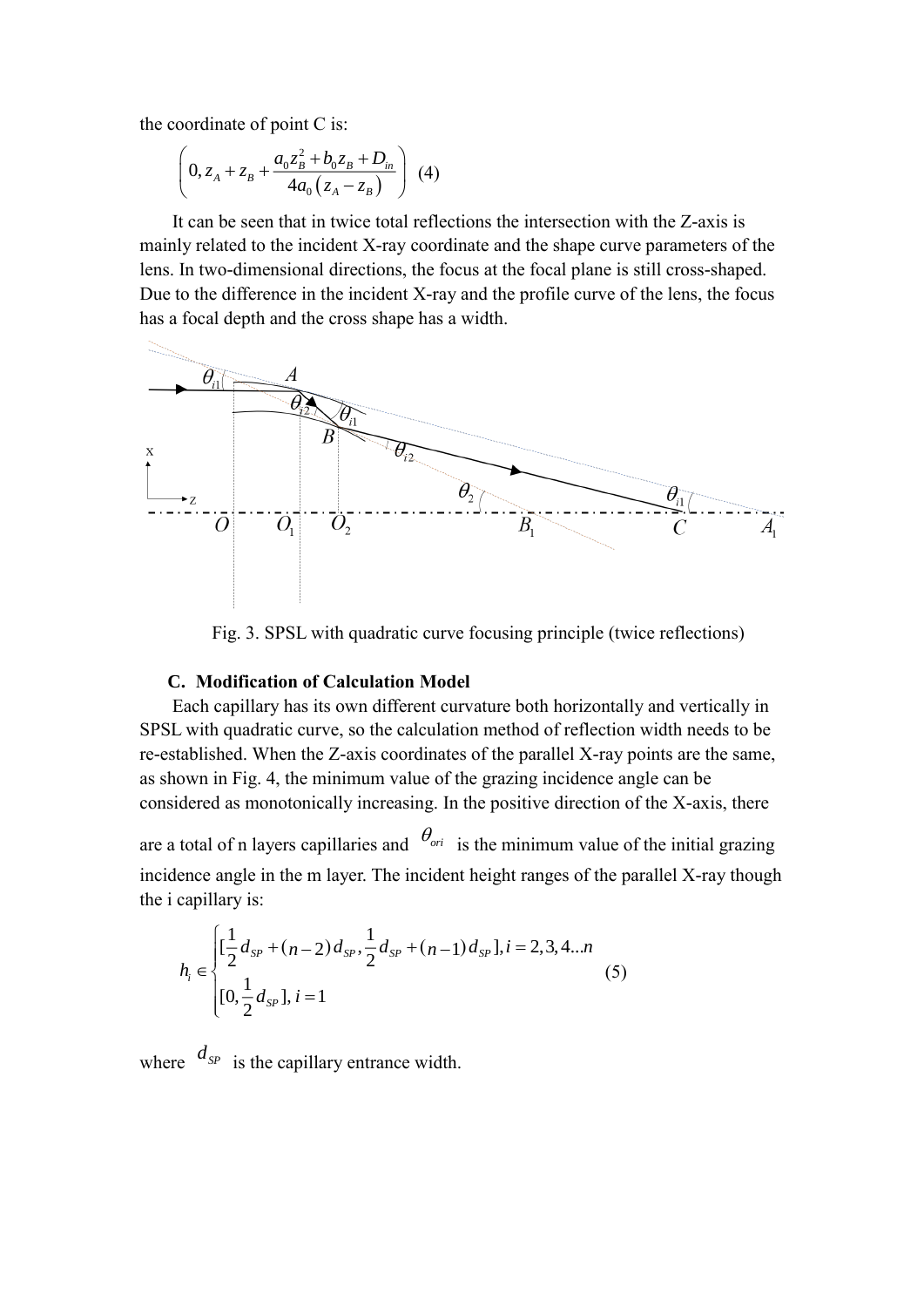the coordinate of point C is:

$$\left(0, z_A + z_B + \frac{a_0 z_B^2 + b_0 z_B + D_{in}}{4a_0\left(z_A - z_B\right)}\right) \quad (4)$$

It can be seen that in twice total reflections the intersection with the Z-axis is mainly related to the incident X-ray coordinate and the shape curve parameters of the lens. In two-dimensional directions, the focus at the focal plane is still cross-shaped. Due to the difference in the incident X-ray and the profile curve of the lens, the focus has a focal depth and the cross shape has a width.

Fig. 3. SPSL with quadratic curve focusing principle (twice reflections)

### C. Modification of Calculation Model

Each capillary has its own different curvature both horizontally and vertically in SPSL with quadratic curve, so the calculation method of reflection width needs to be re-established. When the Z-axis coordinates of the parallel X-ray points are the same, as shown in Fig. 4, the minimum value of the grazing incidence angle can be considered as monotonically increasing. In the positive direction of the X-axis, there are a total of n layers capillaries and $\theta_{ori}$ is the minimum value of the initial grazing incidence angle in the m layer. The incident height ranges of the parallel X-ray though the i capillary is:

$$h_i \in \begin{cases} [\frac{1}{2}d_{SP} + (n-2)d_{SP}, \frac{1}{2}d_{SP} + (n-1)d_{SP}], i = 2,3,4...n \\ [0, \frac{1}{2}d_{SP}], i = 1 \end{cases} \quad (5)$$

where $d_{SP}$ is the capillary entrance width.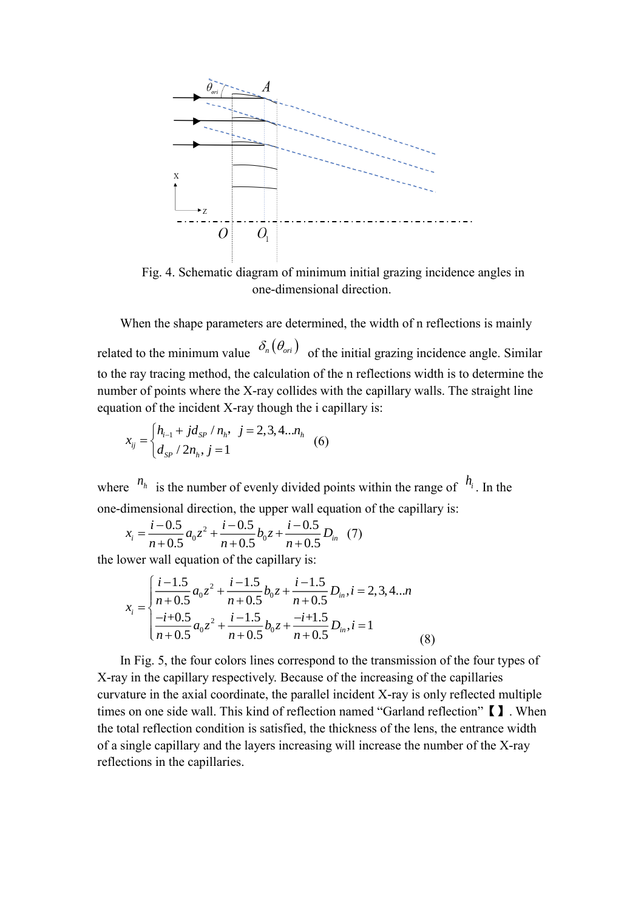Fig. 4. Schematic diagram of minimum initial grazing incidence angles in one-dimensional direction.

When the shape parameters are determined, the width of n reflections is mainly related to the minimum value $\delta_n(\theta_{ori})$ of the initial grazing incidence angle. Similar to the ray tracing method, the calculation of the n reflections width is to determine the number of points where the X-ray collides with the capillary walls. The straight line equation of the incident X-ray though the i capillary is:

$$x_{ij} = \begin{cases} h_{i-1} + jd_{SP}/n_h, \ j = 2,3,4...n_h \\ d_{SP}/2n_h, \ j = 1 \end{cases} \quad (6)$$

where $n_h$ is the number of evenly divided points within the range of $h_i$. In the one-dimensional direction, the upper wall equation of the capillary is:

$$x_i = \frac{i-0.5}{n+0.5}a_0 z^2 + \frac{i-0.5}{n+0.5}b_0 z + \frac{i-0.5}{n+0.5}D_{in} \quad (7)$$

the lower wall equation of the capillary is:

$$x_i = \begin{cases} \dfrac{i-1.5}{n+0.5}a_0 z^2 + \dfrac{i-1.5}{n+0.5}b_0 z + \dfrac{i-1.5}{n+0.5}D_{in}, i = 2,3,4...n \\ \dfrac{-i+0.5}{n+0.5}a_0 z^2 + \dfrac{i-1.5}{n+0.5}b_0 z + \dfrac{-i+1.5}{n+0.5}D_{in}, i = 1 \end{cases} \quad (8)$$

In Fig. 5, the four colors lines correspond to the transmission of the four types of X-ray in the capillary respectively. Because of the increasing of the capillaries curvature in the axial coordinate, the parallel incident X-ray is only reflected multiple times on one side wall. This kind of reflection named "Garland reflection"【】. When the total reflection condition is satisfied, the thickness of the lens, the entrance width of a single capillary and the layers increasing will increase the number of the X-ray reflections in the capillaries.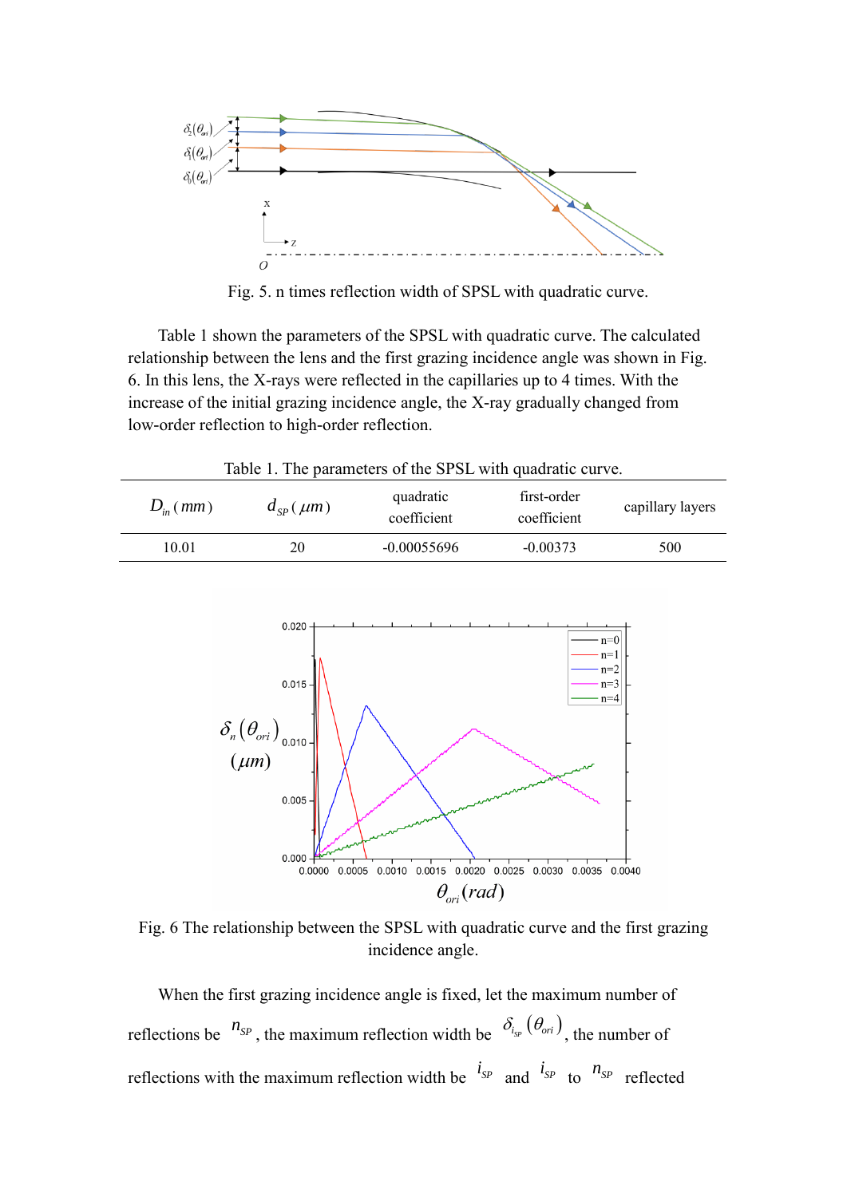Fig. 5. n times reflection width of SPSL with quadratic curve.

Table 1 shown the parameters of the SPSL with quadratic curve. The calculated relationship between the lens and the first grazing incidence angle was shown in Fig. 6. In this lens, the X-rays were reflected in the capillaries up to 4 times. With the increase of the initial grazing incidence angle, the X-ray gradually changed from low-order reflection to high-order reflection.

Table 1. The parameters of the SPSL with quadratic curve.

| $D_{in}\,(mm)$ | $d_{SP}\,(\mu m)$ | quadratic coefficient | first-order coefficient | capillary layers |
|---|---|---|---|---|
| 10.01 | 20 | -0.00055696 | -0.00373 | 500 |

Fig. 6 The relationship between the SPSL with quadratic curve and the first grazing incidence angle.

When the first grazing incidence angle is fixed, let the maximum number of reflections be $n_{SP}$, the maximum reflection width be $\delta_{i_{SP}}(\theta_{ori})$, the number of reflections with the maximum reflection width be $i_{SP}$ and $i_{SP}$ to $n_{SP}$ reflected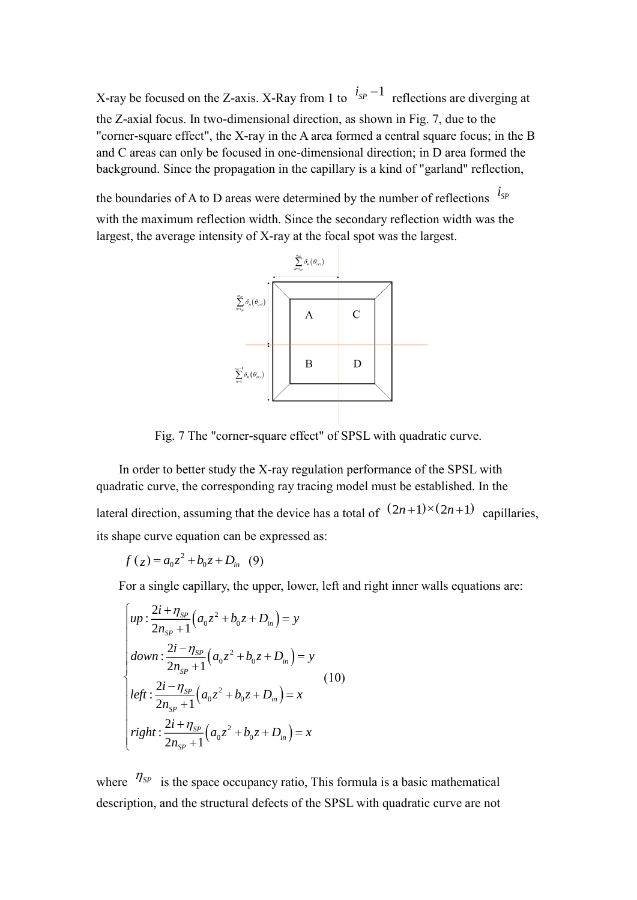X-ray be focused on the Z-axis. X-Ray from 1 to $i_{SP}-1$ reflections are diverging at the Z-axial focus. In two-dimensional direction, as shown in Fig. 7, due to the "corner-square effect", the X-ray in the A area formed a central square focus; in the B and C areas can only be focused in one-dimensional direction; in D area formed the background. Since the propagation in the capillary is a kind of "garland" reflection, the boundaries of A to D areas were determined by the number of reflections $i_{SP}$ with the maximum reflection width. Since the secondary reflection width was the largest, the average intensity of X-ray at the focal spot was the largest.

Fig. 7 The "corner-square effect" of SPSL with quadratic curve.

In order to better study the X-ray regulation performance of the SPSL with quadratic curve, the corresponding ray tracing model must be established. In the lateral direction, assuming that the device has a total of $(2n+1)\times(2n+1)$ capillaries, its shape curve equation can be expressed as:

$$f(z)=a_0z^2+b_0z+D_{in} \quad (9)$$

For a single capillary, the upper, lower, left and right inner walls equations are:

$$\begin{cases} up: \dfrac{2i+\eta_{SP}}{2n_{SP}+1}\left(a_0z^2+b_0z+D_{in}\right)=y \\ down: \dfrac{2i-\eta_{SP}}{2n_{SP}+1}\left(a_0z^2+b_0z+D_{in}\right)=y \\ left: \dfrac{2i-\eta_{SP}}{2n_{SP}+1}\left(a_0z^2+b_0z+D_{in}\right)=x \\ right: \dfrac{2i+\eta_{SP}}{2n_{SP}+1}\left(a_0z^2+b_0z+D_{in}\right)=x \end{cases} \quad (10)$$

where $\eta_{SP}$ is the space occupancy ratio, This formula is a basic mathematical description, and the structural defects of the SPSL with quadratic curve are not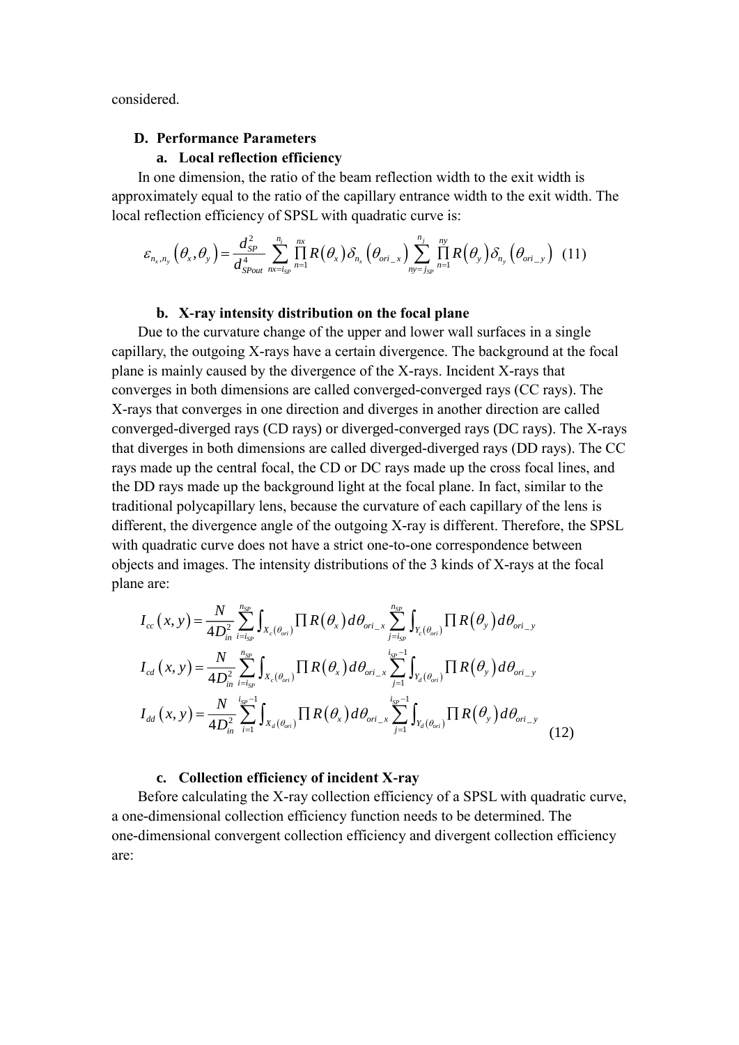considered.

### D. Performance Parameters

#### a. Local reflection efficiency

In one dimension, the ratio of the beam reflection width to the exit width is approximately equal to the ratio of the capillary entrance width to the exit width. The local reflection efficiency of SPSL with quadratic curve is:

$$\varepsilon_{n_x,n_y}\left(\theta_x,\theta_y\right)=\frac{d_{SP}^2}{d_{SPout}^4}\sum_{nx=i_{SP}}^{n_i}\prod_{n=1}^{nx}R\left(\theta_x\right)\delta_{n_x}\left(\theta_{ori\_x}\right)\sum_{ny=j_{SP}}^{n_j}\prod_{n=1}^{ny}R\left(\theta_y\right)\delta_{n_y}\left(\theta_{ori\_y}\right) \quad (11)$$

#### b. X-ray intensity distribution on the focal plane

Due to the curvature change of the upper and lower wall surfaces in a single capillary, the outgoing X-rays have a certain divergence. The background at the focal plane is mainly caused by the divergence of the X-rays. Incident X-rays that converges in both dimensions are called converged-converged rays (CC rays). The X-rays that converges in one direction and diverges in another direction are called converged-diverged rays (CD rays) or diverged-converged rays (DC rays). The X-rays that diverges in both dimensions are called diverged-diverged rays (DD rays). The CC rays made up the central focal, the CD or DC rays made up the cross focal lines, and the DD rays made up the background light at the focal plane. In fact, similar to the traditional polycapillary lens, because the curvature of each capillary of the lens is different, the divergence angle of the outgoing X-ray is different. Therefore, the SPSL with quadratic curve does not have a strict one-to-one correspondence between objects and images. The intensity distributions of the 3 kinds of X-rays at the focal plane are:

$$\begin{aligned}
I_{cc}\left(x,y\right)&=\frac{N}{4D_{in}^2}\sum_{i=i_{SP}}^{n_{SP}}\int_{X_c\left(\theta_{ori}\right)}\prod R\left(\theta_x\right)d\theta_{ori\_x}\sum_{j=i_{SP}}^{n_{SP}}\int_{Y_c\left(\theta_{ori}\right)}\prod R\left(\theta_y\right)d\theta_{ori\_y}\\
I_{cd}\left(x,y\right)&=\frac{N}{4D_{in}^2}\sum_{i=i_{SP}}^{n_{SP}}\int_{X_c\left(\theta_{ori}\right)}\prod R\left(\theta_x\right)d\theta_{ori\_x}\sum_{j=1}^{i_{SP}-1}\int_{Y_d\left(\theta_{ori}\right)}\prod R\left(\theta_y\right)d\theta_{ori\_y}\\
I_{dd}\left(x,y\right)&=\frac{N}{4D_{in}^2}\sum_{i=1}^{i_{SP}-1}\int_{X_d\left(\theta_{ori}\right)}\prod R\left(\theta_x\right)d\theta_{ori\_x}\sum_{j=1}^{i_{SP}-1}\int_{Y_d\left(\theta_{ori}\right)}\prod R\left(\theta_y\right)d\theta_{ori\_y}
\end{aligned} \quad (12)$$

#### c. Collection efficiency of incident X-ray

Before calculating the X-ray collection efficiency of a SPSL with quadratic curve, a one-dimensional collection efficiency function needs to be determined. The one-dimensional convergent collection efficiency and divergent collection efficiency are: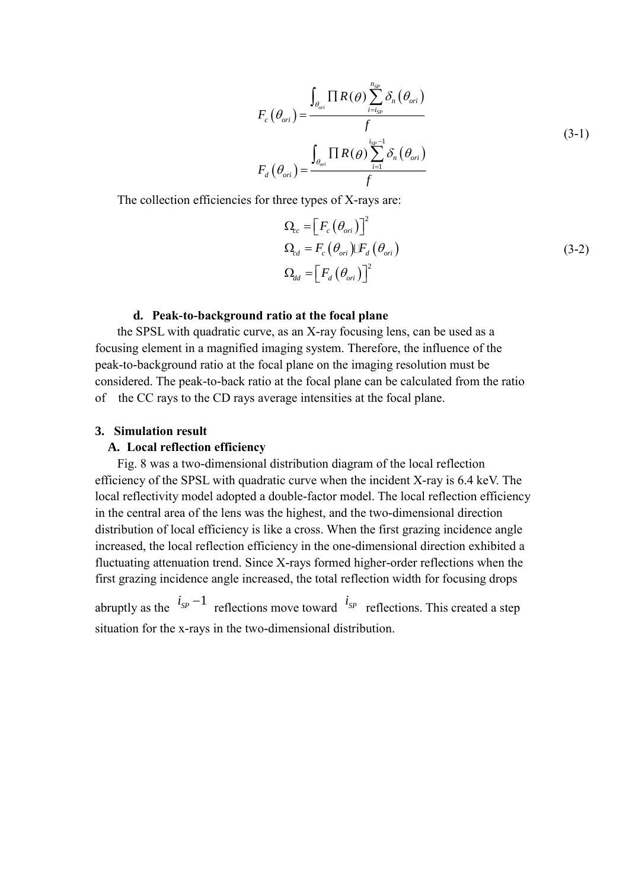$$F_c\left(\theta_{ori}\right) = \frac{\int_{\theta_{ori}} \prod R(\theta) \sum_{i=i_{SP}}^{n_{SP}} \delta_n\left(\theta_{ori}\right)}{f}$$
$$F_d\left(\theta_{ori}\right) = \frac{\int_{\theta_{ori}} \prod R(\theta) \sum_{i=1}^{i_{SP}-1} \delta_n\left(\theta_{ori}\right)}{f} \tag{3-1}$$

The collection efficiencies for three types of X-rays are:

$$\Omega_{cc} = \left[F_c\left(\theta_{ori}\right)\right]^2$$
$$\Omega_{cd} = F_c\left(\theta_{ori}\right) \cdot F_d\left(\theta_{ori}\right) \tag{3-2}$$
$$\Omega_{dd} = \left[F_d\left(\theta_{ori}\right)\right]^2$$

#### d. Peak-to-background ratio at the focal plane

the SPSL with quadratic curve, as an X-ray focusing lens, can be used as a focusing element in a magnified imaging system. Therefore, the influence of the peak-to-background ratio at the focal plane on the imaging resolution must be considered. The peak-to-back ratio at the focal plane can be calculated from the ratio of the CC rays to the CD rays average intensities at the focal plane.

## 3. Simulation result

### A. Local reflection efficiency

Fig. 8 was a two-dimensional distribution diagram of the local reflection efficiency of the SPSL with quadratic curve when the incident X-ray is 6.4 keV. The local reflectivity model adopted a double-factor model. The local reflection efficiency in the central area of the lens was the highest, and the two-dimensional direction distribution of local efficiency is like a cross. When the first grazing incidence angle increased, the local reflection efficiency in the one-dimensional direction exhibited a fluctuating attenuation trend. Since X-rays formed higher-order reflections when the first grazing incidence angle increased, the total reflection width for focusing drops abruptly as the $i_{SP}-1$ reflections move toward $i_{SP}$ reflections. This created a step situation for the x-rays in the two-dimensional distribution.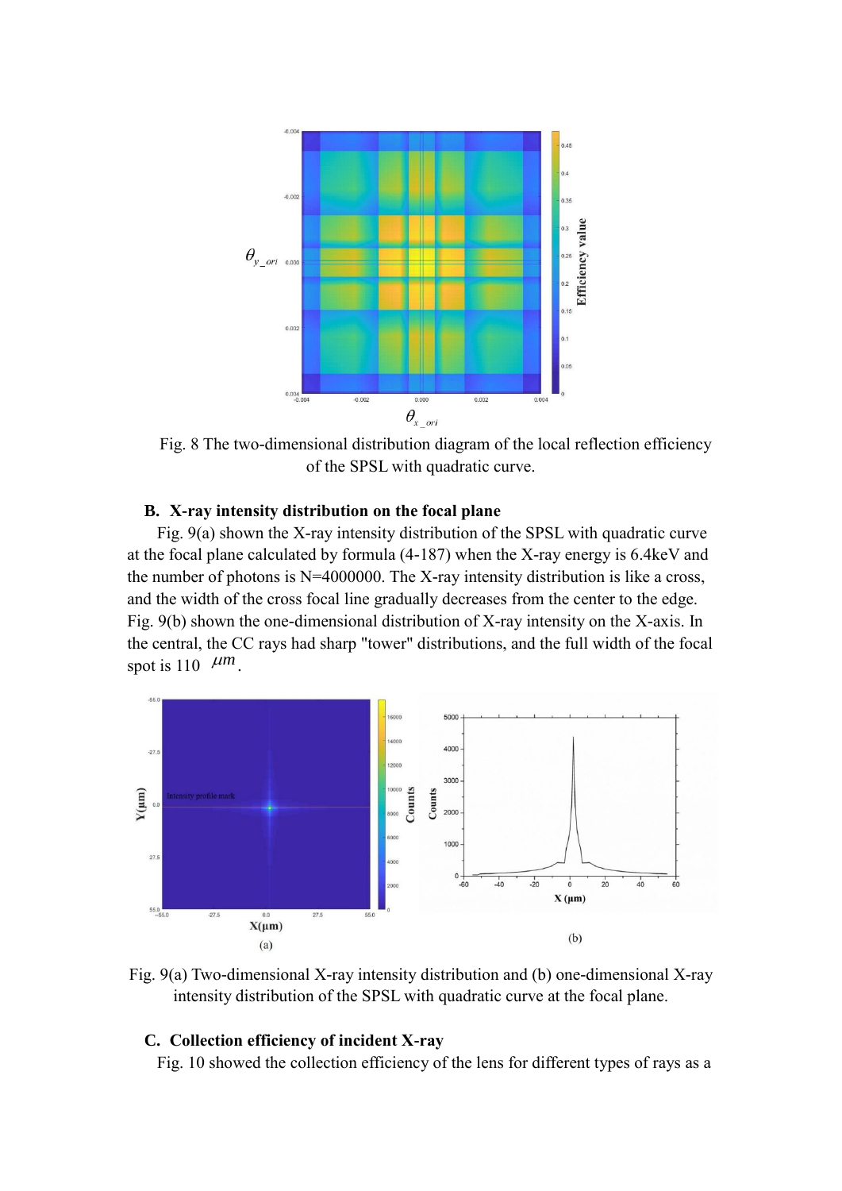Fig. 8 The two-dimensional distribution diagram of the local reflection efficiency of the SPSL with quadratic curve.

### B. X-ray intensity distribution on the focal plane

Fig. 9(a) shown the X-ray intensity distribution of the SPSL with quadratic curve at the focal plane calculated by formula (4-187) when the X-ray energy is 6.4keV and the number of photons is N=4000000. The X-ray intensity distribution is like a cross, and the width of the cross focal line gradually decreases from the center to the edge. Fig. 9(b) shown the one-dimensional distribution of X-ray intensity on the X-axis. In the central, the CC rays had sharp "tower" distributions, and the full width of the focal spot is 110 $\mu m$.

Fig. 9(a) Two-dimensional X-ray intensity distribution and (b) one-dimensional X-ray intensity distribution of the SPSL with quadratic curve at the focal plane.

### C. Collection efficiency of incident X-ray

Fig. 10 showed the collection efficiency of the lens for different types of rays as a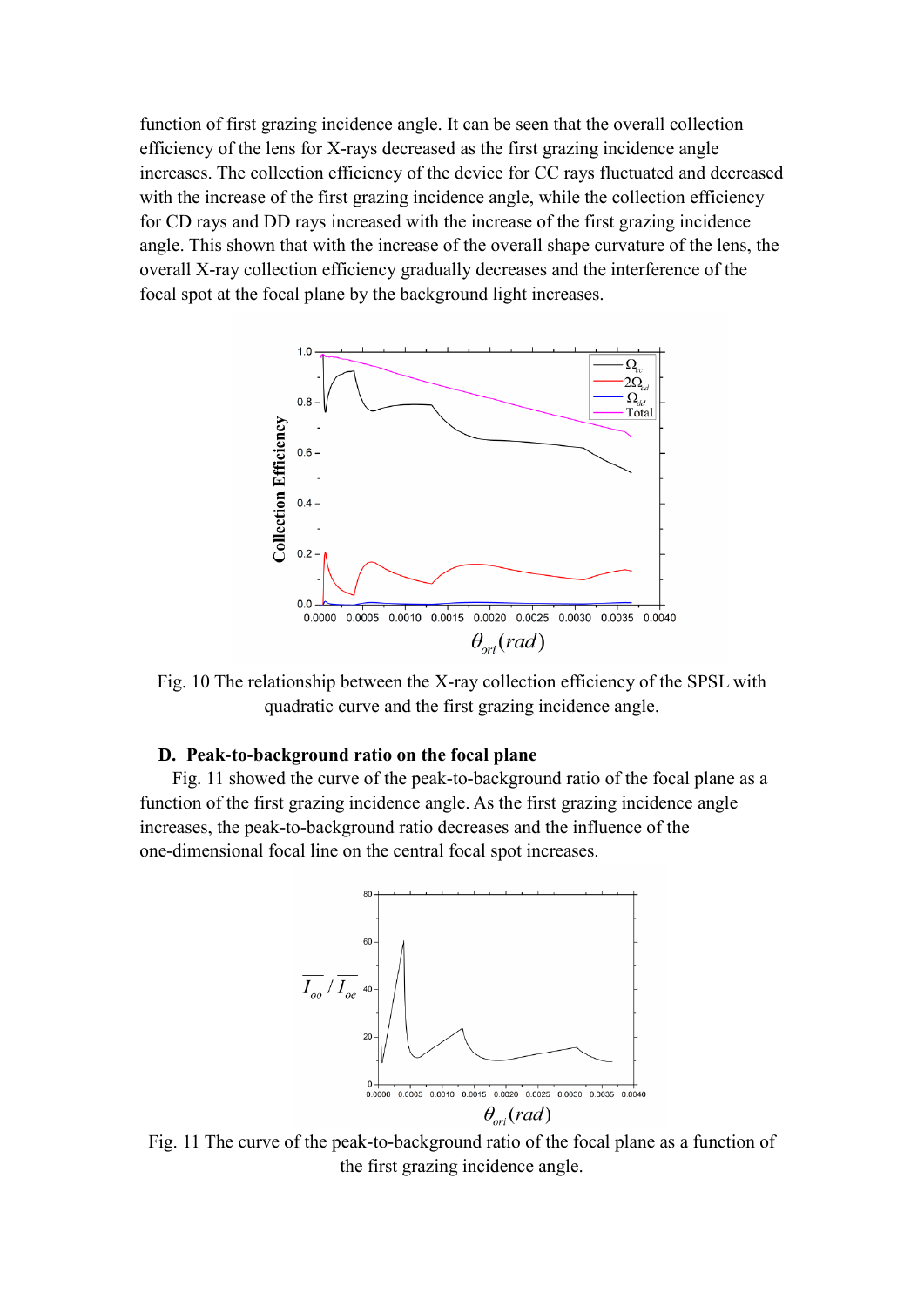function of first grazing incidence angle. It can be seen that the overall collection efficiency of the lens for X-rays decreased as the first grazing incidence angle increases. The collection efficiency of the device for CC rays fluctuated and decreased with the increase of the first grazing incidence angle, while the collection efficiency for CD rays and DD rays increased with the increase of the first grazing incidence angle. This shown that with the increase of the overall shape curvature of the lens, the overall X-ray collection efficiency gradually decreases and the interference of the focal spot at the focal plane by the background light increases.

Fig. 10 The relationship between the X-ray collection efficiency of the SPSL with quadratic curve and the first grazing incidence angle.

### D. Peak-to-background ratio on the focal plane

Fig. 11 showed the curve of the peak-to-background ratio of the focal plane as a function of the first grazing incidence angle. As the first grazing incidence angle increases, the peak-to-background ratio decreases and the influence of the one-dimensional focal line on the central focal spot increases.

Fig. 11 The curve of the peak-to-background ratio of the focal plane as a function of the first grazing incidence angle.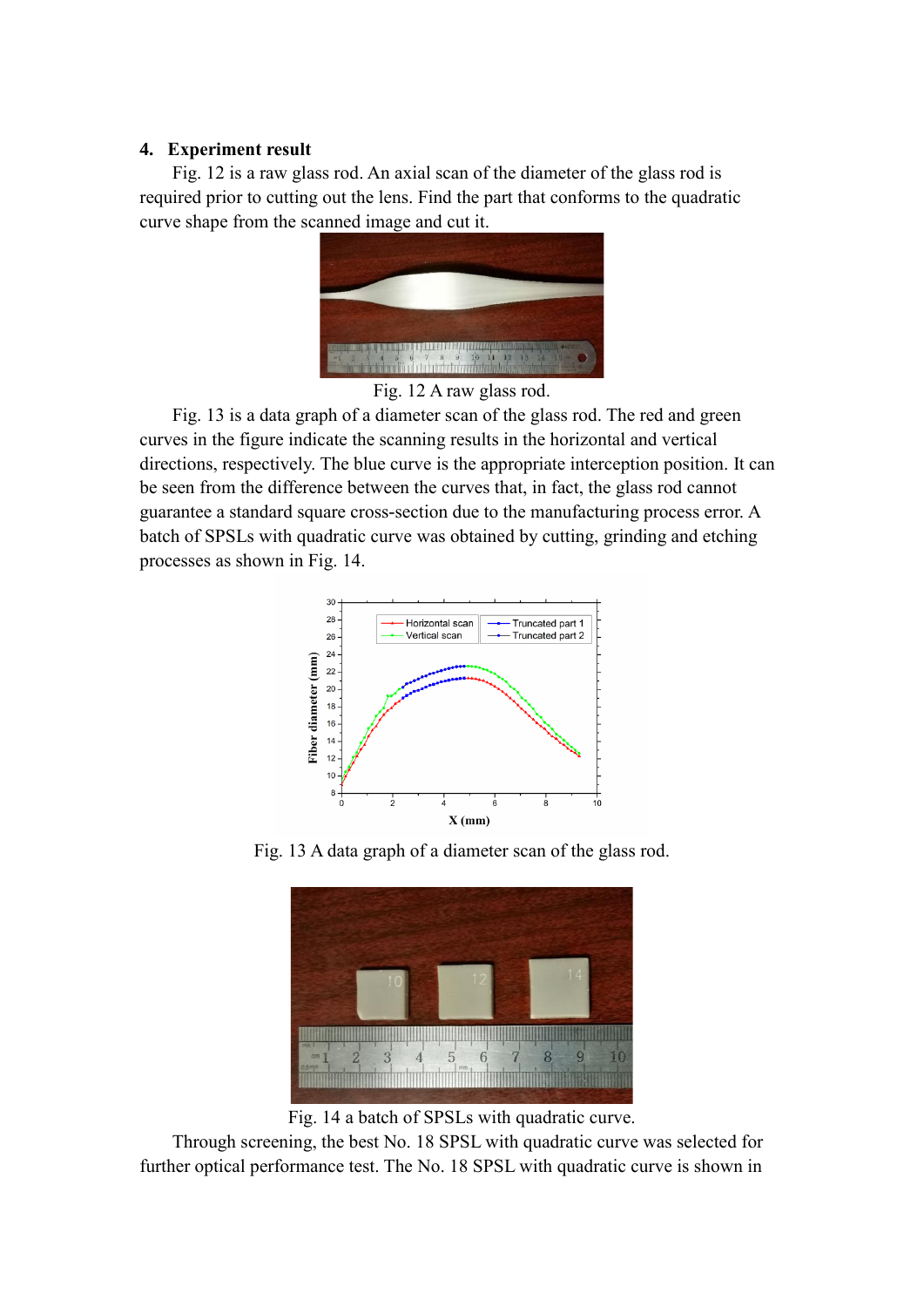## 4. Experiment result

Fig. 12 is a raw glass rod. An axial scan of the diameter of the glass rod is required prior to cutting out the lens. Find the part that conforms to the quadratic curve shape from the scanned image and cut it.

Fig. 12 A raw glass rod.

Fig. 13 is a data graph of a diameter scan of the glass rod. The red and green curves in the figure indicate the scanning results in the horizontal and vertical directions, respectively. The blue curve is the appropriate interception position. It can be seen from the difference between the curves that, in fact, the glass rod cannot guarantee a standard square cross-section due to the manufacturing process error. A batch of SPSLs with quadratic curve was obtained by cutting, grinding and etching processes as shown in Fig. 14.

Fig. 13 A data graph of a diameter scan of the glass rod.

Fig. 14 a batch of SPSLs with quadratic curve.

Through screening, the best No. 18 SPSL with quadratic curve was selected for further optical performance test. The No. 18 SPSL with quadratic curve is shown in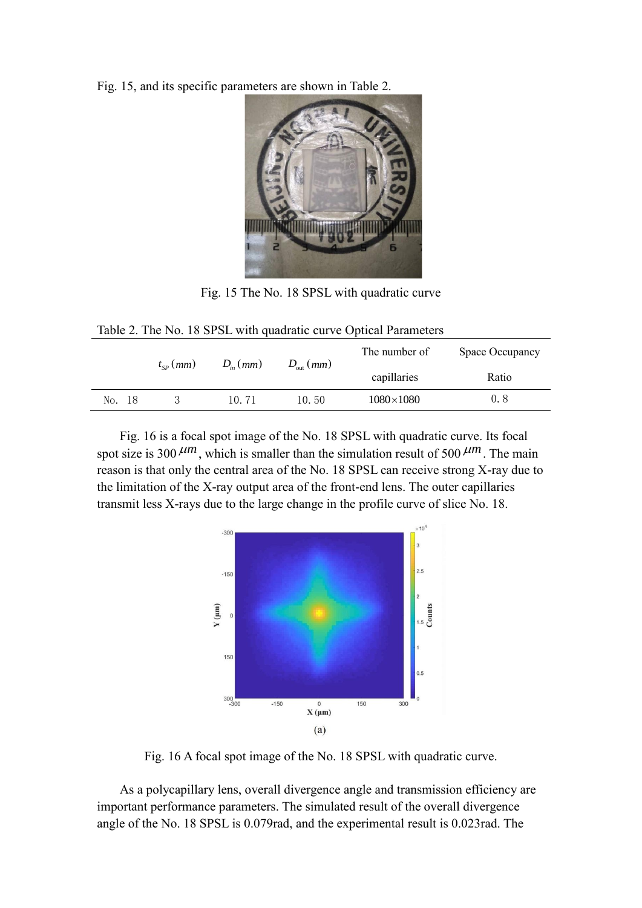Fig. 15, and its specific parameters are shown in Table 2.

Fig. 15 The No. 18 SPSL with quadratic curve

Table 2. The No. 18 SPSL with quadratic curve Optical Parameters

| | $t_{SP}\,(mm)$ | $D_{in}\,(mm)$ | $D_{out}\,(mm)$ | The number of capillaries | Space Occupancy Ratio |
|---|---|---|---|---|---|
| No. 18 | 3 | 10.71 | 10.50 | $1080 \times 1080$ | 0.8 |

Fig. 16 is a focal spot image of the No. 18 SPSL with quadratic curve. Its focal spot size is 300 $\mu m$, which is smaller than the simulation result of 500 $\mu m$. The main reason is that only the central area of the No. 18 SPSL can receive strong X-ray due to the limitation of the X-ray output area of the front-end lens. The outer capillaries transmit less X-rays due to the large change in the profile curve of slice No. 18.

(a)

Fig. 16 A focal spot image of the No. 18 SPSL with quadratic curve.

As a polycapillary lens, overall divergence angle and transmission efficiency are important performance parameters. The simulated result of the overall divergence angle of the No. 18 SPSL is 0.079rad, and the experimental result is 0.023rad. The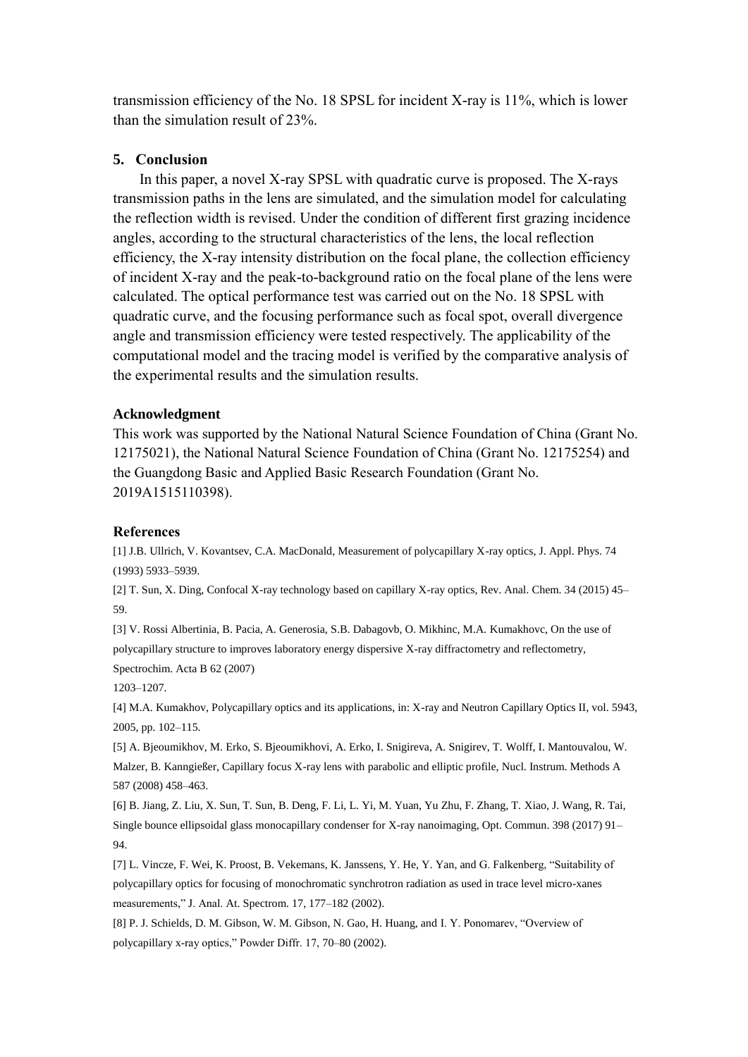transmission efficiency of the No. 18 SPSL for incident X-ray is 11%, which is lower than the simulation result of 23%.

## 5. Conclusion

In this paper, a novel X-ray SPSL with quadratic curve is proposed. The X-rays transmission paths in the lens are simulated, and the simulation model for calculating the reflection width is revised. Under the condition of different first grazing incidence angles, according to the structural characteristics of the lens, the local reflection efficiency, the X-ray intensity distribution on the focal plane, the collection efficiency of incident X-ray and the peak-to-background ratio on the focal plane of the lens were calculated. The optical performance test was carried out on the No. 18 SPSL with quadratic curve, and the focusing performance such as focal spot, overall divergence angle and transmission efficiency were tested respectively. The applicability of the computational model and the tracing model is verified by the comparative analysis of the experimental results and the simulation results.

## Acknowledgment

This work was supported by the National Natural Science Foundation of China (Grant No. 12175021), the National Natural Science Foundation of China (Grant No. 12175254) and the Guangdong Basic and Applied Basic Research Foundation (Grant No. 2019A1515110398).

## References

[1] J.B. Ullrich, V. Kovantsev, C.A. MacDonald, Measurement of polycapillary X-ray optics, J. Appl. Phys. 74 (1993) 5933–5939.

[2] T. Sun, X. Ding, Confocal X-ray technology based on capillary X-ray optics, Rev. Anal. Chem. 34 (2015) 45–59.

[3] V. Rossi Albertinia, B. Pacia, A. Generosia, S.B. Dabagovb, O. Mikhinc, M.A. Kumakhovc, On the use of polycapillary structure to improves laboratory energy dispersive X-ray diffractometry and reflectometry, Spectrochim. Acta B 62 (2007) 1203–1207.

[4] M.A. Kumakhov, Polycapillary optics and its applications, in: X-ray and Neutron Capillary Optics II, vol. 5943, 2005, pp. 102–115.

[5] A. Bjeoumikhov, M. Erko, S. Bjeoumikhovi, A. Erko, I. Snigireva, A. Snigirev, T. Wolff, I. Mantouvalou, W. Malzer, B. Kanngießer, Capillary focus X-ray lens with parabolic and elliptic profile, Nucl. Instrum. Methods A 587 (2008) 458–463.

[6] B. Jiang, Z. Liu, X. Sun, T. Sun, B. Deng, F. Li, L. Yi, M. Yuan, Yu Zhu, F. Zhang, T. Xiao, J. Wang, R. Tai, Single bounce ellipsoidal glass monocapillary condenser for X-ray nanoimaging, Opt. Commun. 398 (2017) 91–94.

[7] L. Vincze, F. Wei, K. Proost, B. Vekemans, K. Janssens, Y. He, Y. Yan, and G. Falkenberg, "Suitability of polycapillary optics for focusing of monochromatic synchrotron radiation as used in trace level micro-xanes measurements," J. Anal. At. Spectrom. 17, 177–182 (2002).

[8] P. J. Schields, D. M. Gibson, W. M. Gibson, N. Gao, H. Huang, and I. Y. Ponomarev, "Overview of polycapillary x-ray optics," Powder Diffr. 17, 70–80 (2002).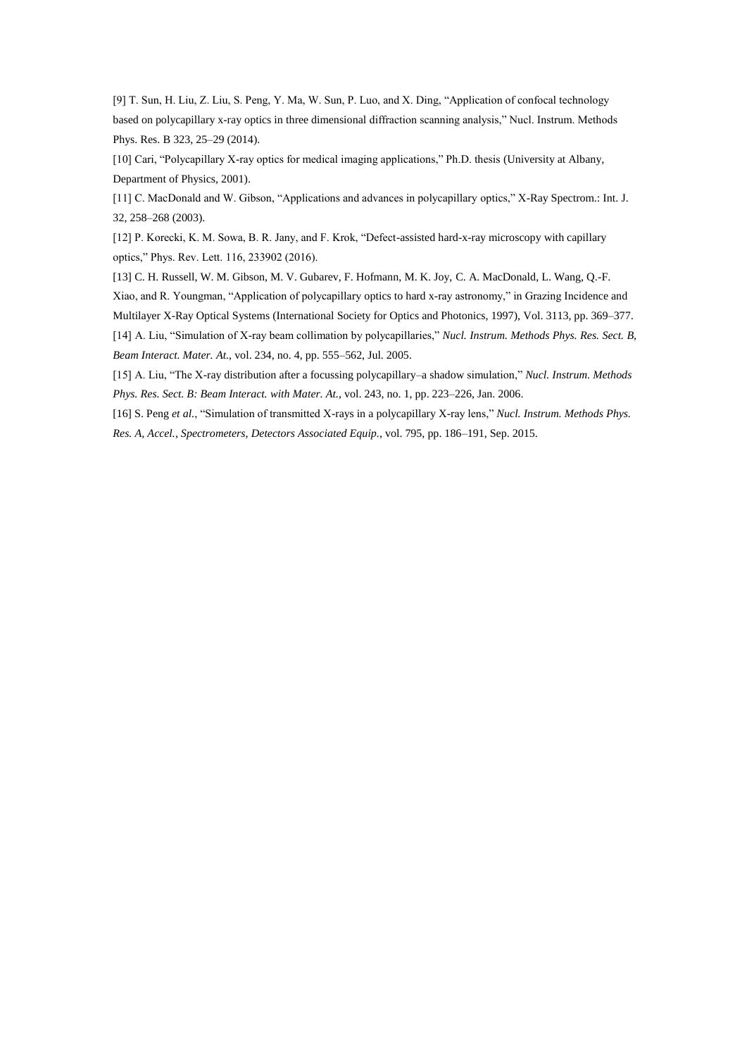[9] T. Sun, H. Liu, Z. Liu, S. Peng, Y. Ma, W. Sun, P. Luo, and X. Ding, "Application of confocal technology based on polycapillary x-ray optics in three dimensional diffraction scanning analysis," Nucl. Instrum. Methods Phys. Res. B 323, 25–29 (2014).

[10] Cari, "Polycapillary X-ray optics for medical imaging applications," Ph.D. thesis (University at Albany, Department of Physics, 2001).

[11] C. MacDonald and W. Gibson, "Applications and advances in polycapillary optics," X-Ray Spectrom.: Int. J. 32, 258–268 (2003).

[12] P. Korecki, K. M. Sowa, B. R. Jany, and F. Krok, "Defect-assisted hard-x-ray microscopy with capillary optics," Phys. Rev. Lett. 116, 233902 (2016).

[13] C. H. Russell, W. M. Gibson, M. V. Gubarev, F. Hofmann, M. K. Joy, C. A. MacDonald, L. Wang, Q.-F. Xiao, and R. Youngman, "Application of polycapillary optics to hard x-ray astronomy," in Grazing Incidence and Multilayer X-Ray Optical Systems (International Society for Optics and Photonics, 1997), Vol. 3113, pp. 369–377.

[14] A. Liu, "Simulation of X-ray beam collimation by polycapillaries," *Nucl. Instrum. Methods Phys. Res. Sect. B, Beam Interact. Mater. At.*, vol. 234, no. 4, pp. 555–562, Jul. 2005.

[15] A. Liu, "The X-ray distribution after a focussing polycapillary–a shadow simulation," *Nucl. Instrum. Methods Phys. Res. Sect. B: Beam Interact. with Mater. At.*, vol. 243, no. 1, pp. 223–226, Jan. 2006.

[16] S. Peng *et al.*, "Simulation of transmitted X-rays in a polycapillary X-ray lens," *Nucl. Instrum. Methods Phys. Res. A, Accel., Spectrometers, Detectors Associated Equip.*, vol. 795, pp. 186–191, Sep. 2015.